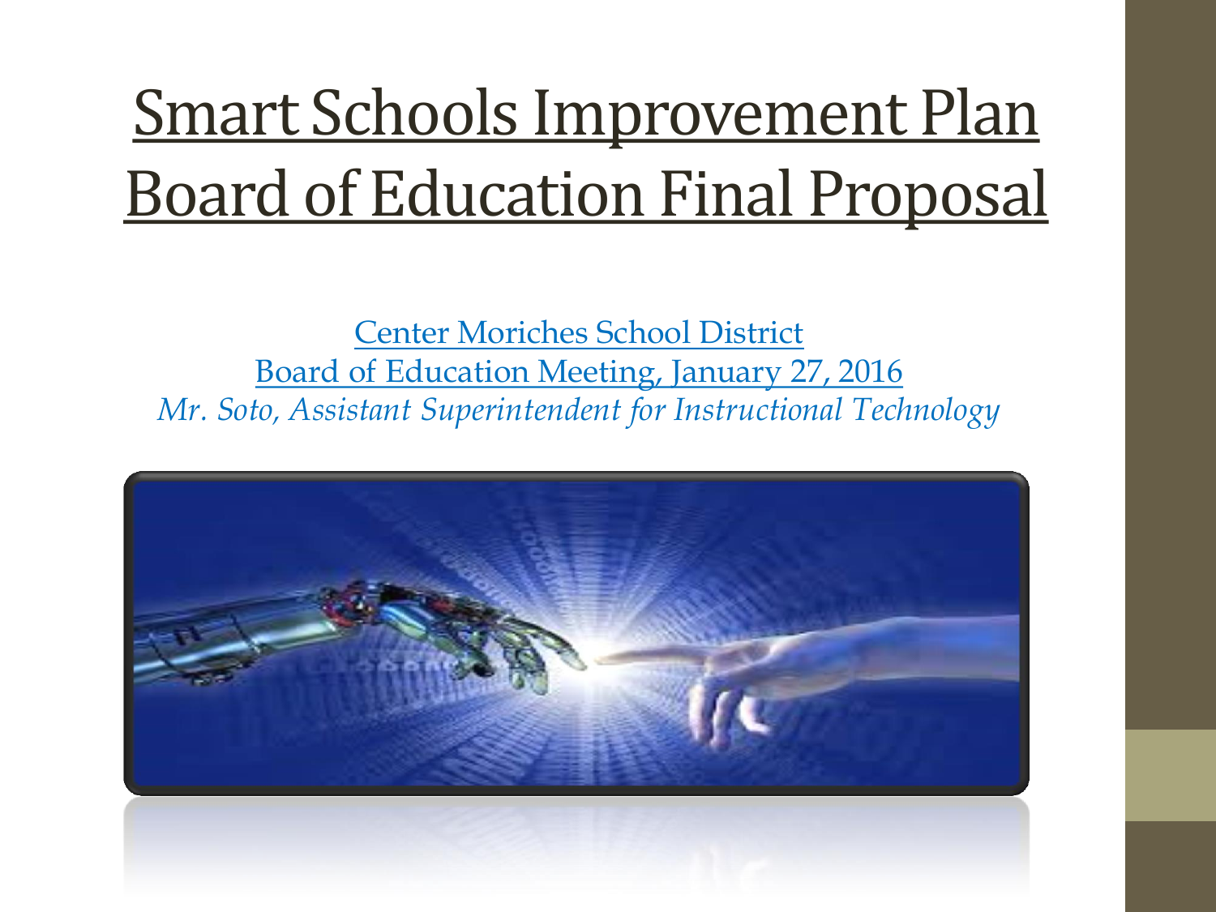# Smart Schools Improvement Plan Board of Education Final Proposal

Center Moriches School District

Board of Education Meeting, January 27, 2016

*Mr. Soto, Assistant Superintendent for Instructional Technology*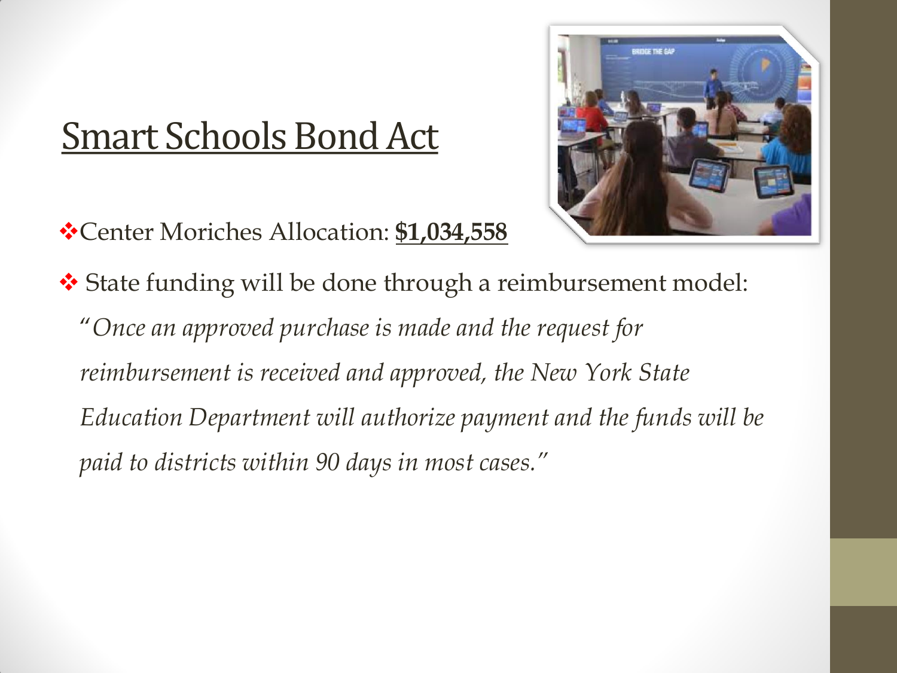## Smart Schools Bond Act

- Center Moriches Allocation: **$1,034,558**

- State funding will be done through a reimbursement model:

  "*Once an approved purchase is made and the request for reimbursement is received and approved, the New York State Education Department will authorize payment and the funds will be paid to districts within 90 days in most cases.*"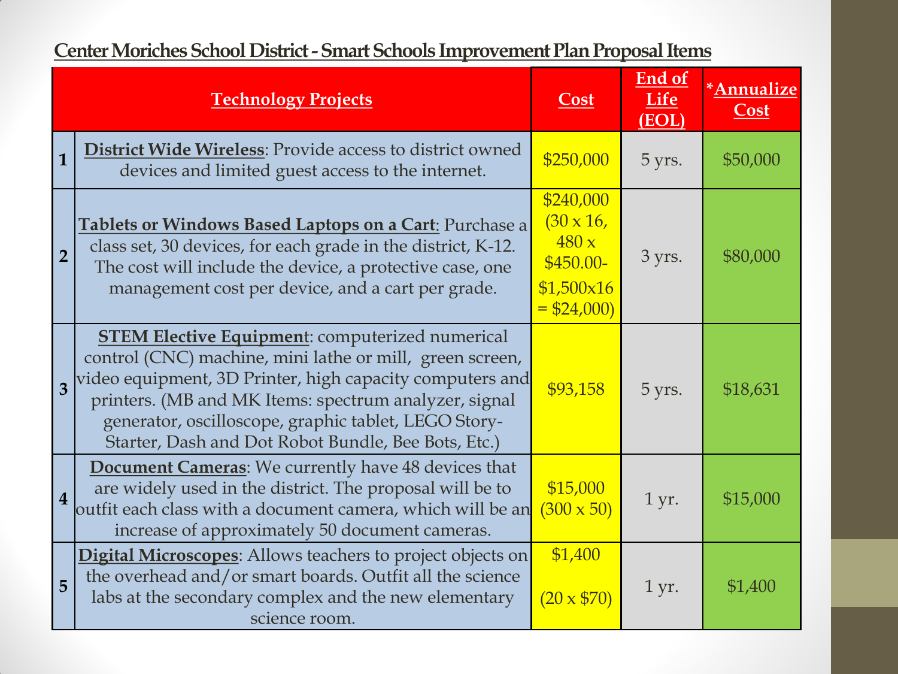## Center Moriches School District - Smart Schools Improvement Plan Proposal Items

| | Technology Projects | Cost | End of Life (EOL) | *Annualize Cost |
|---|---|---|---|---|
| 1 | **District Wide Wireless**: Provide access to district owned devices and limited guest access to the internet. | $250,000 | 5 yrs. | $50,000 |
| 2 | **Tablets or Windows Based Laptops on a Cart**: Purchase a class set, 30 devices, for each grade in the district, K-12. The cost will include the device, a protective case, one management cost per device, and a cart per grade. | $240,000 (30 x 16, 480 x $450.00- $1,500x16 = $24,000) | 3 yrs. | $80,000 |
| 3 | **STEM Elective Equipment**: computerized numerical control (CNC) machine, mini lathe or mill, green screen, video equipment, 3D Printer, high capacity computers and printers. (MB and MK Items: spectrum analyzer, signal generator, oscilloscope, graphic tablet, LEGO Story-Starter, Dash and Dot Robot Bundle, Bee Bots, Etc.) | $93,158 | 5 yrs. | $18,631 |
| 4 | **Document Cameras**: We currently have 48 devices that are widely used in the district. The proposal will be to outfit each class with a document camera, which will be an increase of approximately 50 document cameras. | $15,000 (300 x 50) | 1 yr. | $15,000 |
| 5 | **Digital Microscopes**: Allows teachers to project objects on the overhead and/or smart boards. Outfit all the science labs at the secondary complex and the new elementary science room. | $1,400 (20 x $70) | 1 yr. | $1,400 |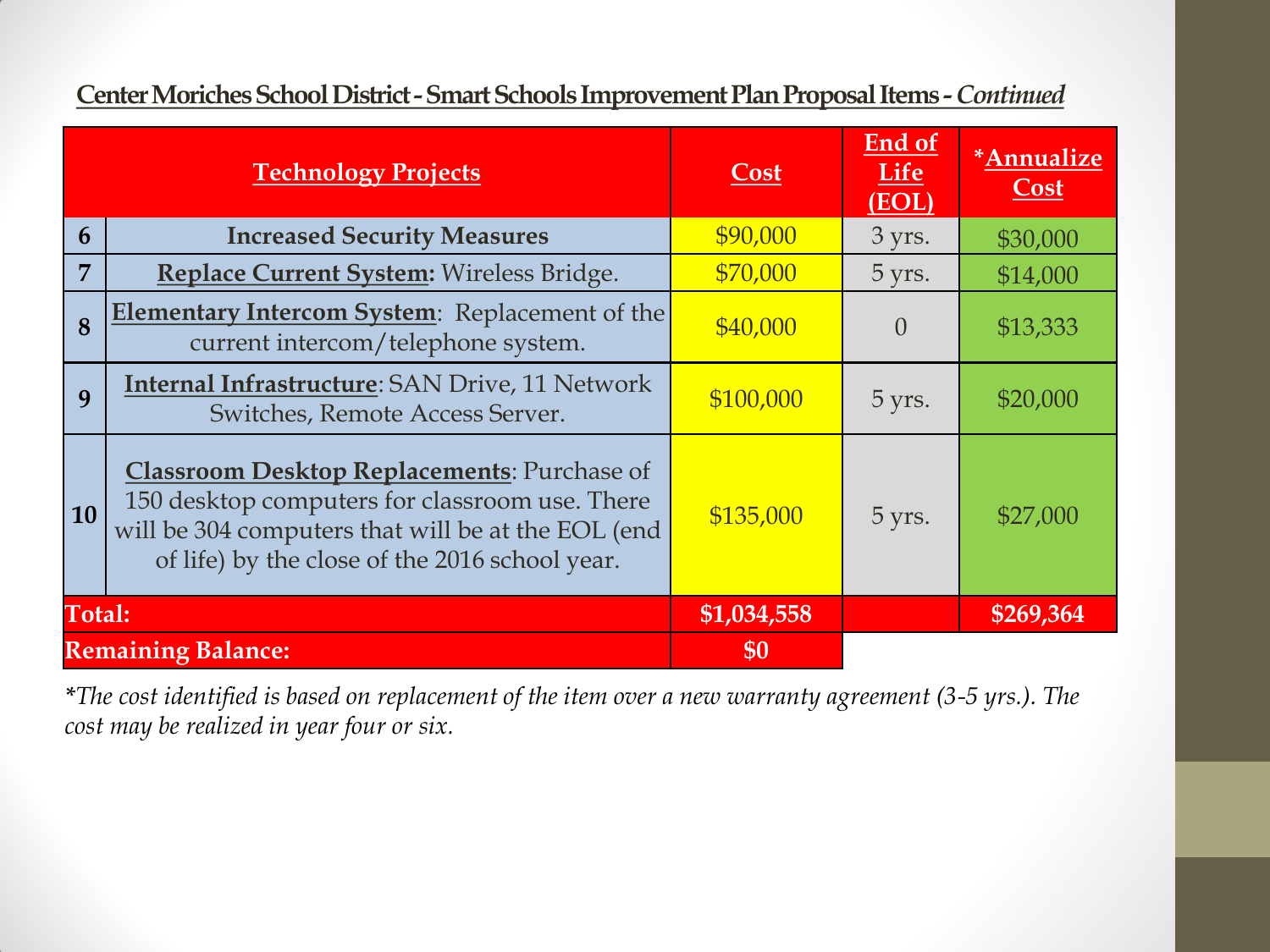## Center Moriches School District - Smart Schools Improvement Plan Proposal Items - *Continued*

| | Technology Projects | Cost | End of Life (EOL) | *Annualize Cost |
|---|---|---|---|---|
| 6 | **Increased Security Measures** | $90,000 | 3 yrs. | $30,000 |
| 7 | **Replace Current System:** Wireless Bridge. | $70,000 | 5 yrs. | $14,000 |
| 8 | **Elementary Intercom System**: Replacement of the current intercom/telephone system. | $40,000 | 0 | $13,333 |
| 9 | **Internal Infrastructure**: SAN Drive, 11 Network Switches, Remote Access Server. | $100,000 | 5 yrs. | $20,000 |
| 10 | **Classroom Desktop Replacements**: Purchase of 150 desktop computers for classroom use. There will be 304 computers that will be at the EOL (end of life) by the close of the 2016 school year. | $135,000 | 5 yrs. | $27,000 |
| **Total:** | | **$1,034,558** | | **$269,364** |
| **Remaining Balance:** | | **$0** | | |

*\*The cost identified is based on replacement of the item over a new warranty agreement (3-5 yrs.). The cost may be realized in year four or six.*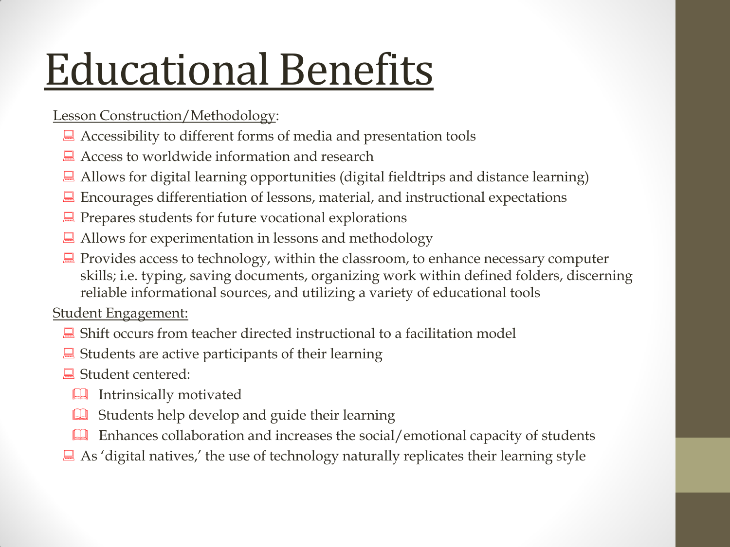# Educational Benefits

Lesson Construction/Methodology:

- Accessibility to different forms of media and presentation tools
- Access to worldwide information and research
- Allows for digital learning opportunities (digital fieldtrips and distance learning)
- Encourages differentiation of lessons, material, and instructional expectations
- Prepares students for future vocational explorations
- Allows for experimentation in lessons and methodology
- Provides access to technology, within the classroom, to enhance necessary computer skills; i.e. typing, saving documents, organizing work within defined folders, discerning reliable informational sources, and utilizing a variety of educational tools

Student Engagement:

- Shift occurs from teacher directed instructional to a facilitation model
- Students are active participants of their learning
- Student centered:
  - Intrinsically motivated
  - Students help develop and guide their learning
  - Enhances collaboration and increases the social/emotional capacity of students
- As 'digital natives,' the use of technology naturally replicates their learning style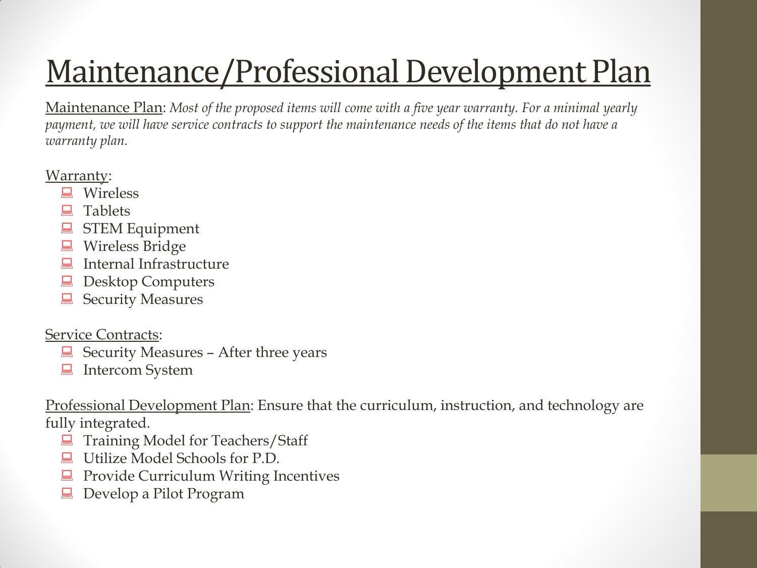# Maintenance/Professional Development Plan

Maintenance Plan: *Most of the proposed items will come with a five year warranty. For a minimal yearly payment, we will have service contracts to support the maintenance needs of the items that do not have a warranty plan.*

Warranty:

- Wireless
- Tablets
- STEM Equipment
- Wireless Bridge
- Internal Infrastructure
- Desktop Computers
- Security Measures

Service Contracts:

- Security Measures – After three years
- Intercom System

Professional Development Plan: Ensure that the curriculum, instruction, and technology are fully integrated.

- Training Model for Teachers/Staff
- Utilize Model Schools for P.D.
- Provide Curriculum Writing Incentives
- Develop a Pilot Program